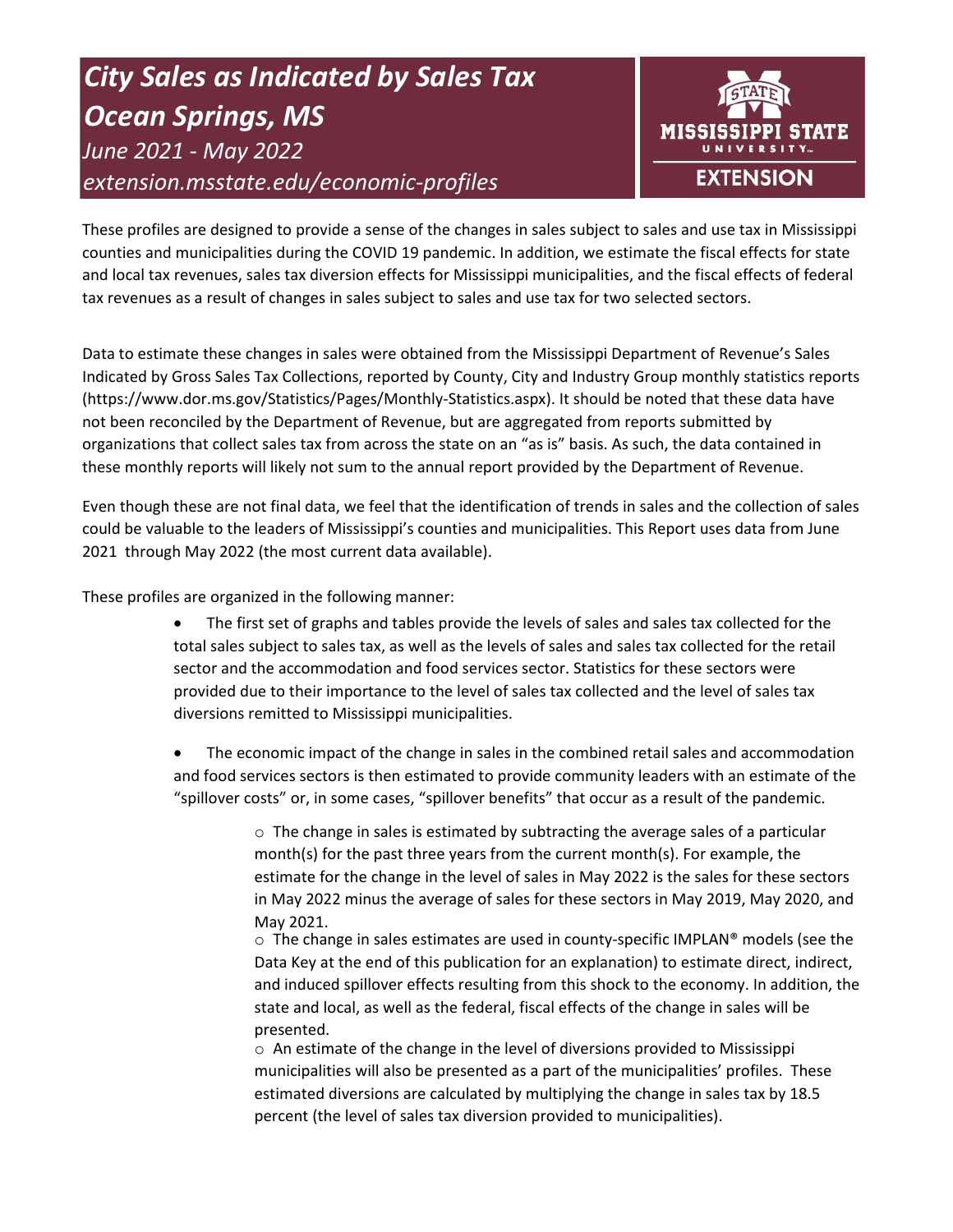# *City Sales as Indicated by Sales Tax Ocean Springs, MS*

*June 2021 - May 2022*

*extension.msstate.edu/economic-profiles*

MISSISSIPPI STATE UNIVERSITY EXTENSION

These profiles are designed to provide a sense of the changes in sales subject to sales and use tax in Mississippi counties and municipalities during the COVID 19 pandemic. In addition, we estimate the fiscal effects for state and local tax revenues, sales tax diversion effects for Mississippi municipalities, and the fiscal effects of federal tax revenues as a result of changes in sales subject to sales and use tax for two selected sectors.

Data to estimate these changes in sales were obtained from the Mississippi Department of Revenue's Sales Indicated by Gross Sales Tax Collections, reported by County, City and Industry Group monthly statistics reports (https://www.dor.ms.gov/Statistics/Pages/Monthly-Statistics.aspx). It should be noted that these data have not been reconciled by the Department of Revenue, but are aggregated from reports submitted by organizations that collect sales tax from across the state on an "as is" basis. As such, the data contained in these monthly reports will likely not sum to the annual report provided by the Department of Revenue.

Even though these are not final data, we feel that the identification of trends in sales and the collection of sales could be valuable to the leaders of Mississippi's counties and municipalities. This Report uses data from June 2021 through May 2022 (the most current data available).

These profiles are organized in the following manner:

- The first set of graphs and tables provide the levels of sales and sales tax collected for the total sales subject to sales tax, as well as the levels of sales and sales tax collected for the retail sector and the accommodation and food services sector. Statistics for these sectors were provided due to their importance to the level of sales tax collected and the level of sales tax diversions remitted to Mississippi municipalities.
- The economic impact of the change in sales in the combined retail sales and accommodation and food services sectors is then estimated to provide community leaders with an estimate of the "spillover costs" or, in some cases, "spillover benefits" that occur as a result of the pandemic.
  - The change in sales is estimated by subtracting the average sales of a particular month(s) for the past three years from the current month(s). For example, the estimate for the change in the level of sales in May 2022 is the sales for these sectors in May 2022 minus the average of sales for these sectors in May 2019, May 2020, and May 2021.
  - The change in sales estimates are used in county-specific IMPLAN® models (see the Data Key at the end of this publication for an explanation) to estimate direct, indirect, and induced spillover effects resulting from this shock to the economy. In addition, the state and local, as well as the federal, fiscal effects of the change in sales will be presented.
  - An estimate of the change in the level of diversions provided to Mississippi municipalities will also be presented as a part of the municipalities' profiles. These estimated diversions are calculated by multiplying the change in sales tax by 18.5 percent (the level of sales tax diversion provided to municipalities).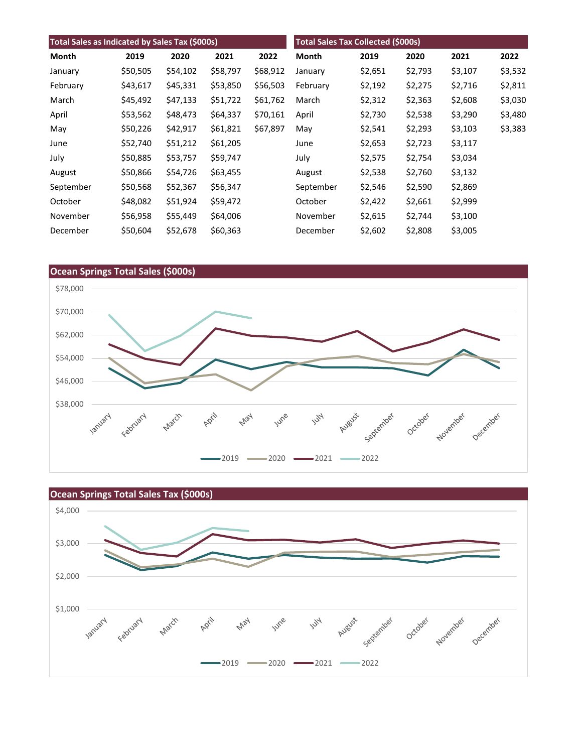| Total Sales as Indicated by Sales Tax ($000s) | | | | |
|---|---|---|---|---|
| Month | 2019 | 2020 | 2021 | 2022 |
| January | $50,505 | $54,102 | $58,797 | $68,912 |
| February | $43,617 | $45,331 | $53,850 | $56,503 |
| March | $45,492 | $47,133 | $51,722 | $61,762 |
| April | $53,562 | $48,473 | $64,337 | $70,161 |
| May | $50,226 | $42,917 | $61,821 | $67,897 |
| June | $52,740 | $51,212 | $61,205 | |
| July | $50,885 | $53,757 | $59,747 | |
| August | $50,866 | $54,726 | $63,455 | |
| September | $50,568 | $52,367 | $56,347 | |
| October | $48,082 | $51,924 | $59,472 | |
| November | $56,958 | $55,449 | $64,006 | |
| December | $50,604 | $52,678 | $60,363 | |

| Total Sales Tax Collected ($000s) | | | | |
|---|---|---|---|---|
| Month | 2019 | 2020 | 2021 | 2022 |
| January | $2,651 | $2,793 | $3,107 | $3,532 |
| February | $2,192 | $2,275 | $2,716 | $2,811 |
| March | $2,312 | $2,363 | $2,608 | $3,030 |
| April | $2,730 | $2,538 | $3,290 | $3,480 |
| May | $2,541 | $2,293 | $3,103 | $3,383 |
| June | $2,653 | $2,723 | $3,117 | |
| July | $2,575 | $2,754 | $3,034 | |
| August | $2,538 | $2,760 | $3,132 | |
| September | $2,546 | $2,590 | $2,869 | |
| October | $2,422 | $2,661 | $2,999 | |
| November | $2,615 | $2,744 | $3,100 | |
| December | $2,602 | $2,808 | $3,005 | |

## Ocean Springs Total Sales ($000s)

## Ocean Springs Total Sales Tax ($000s)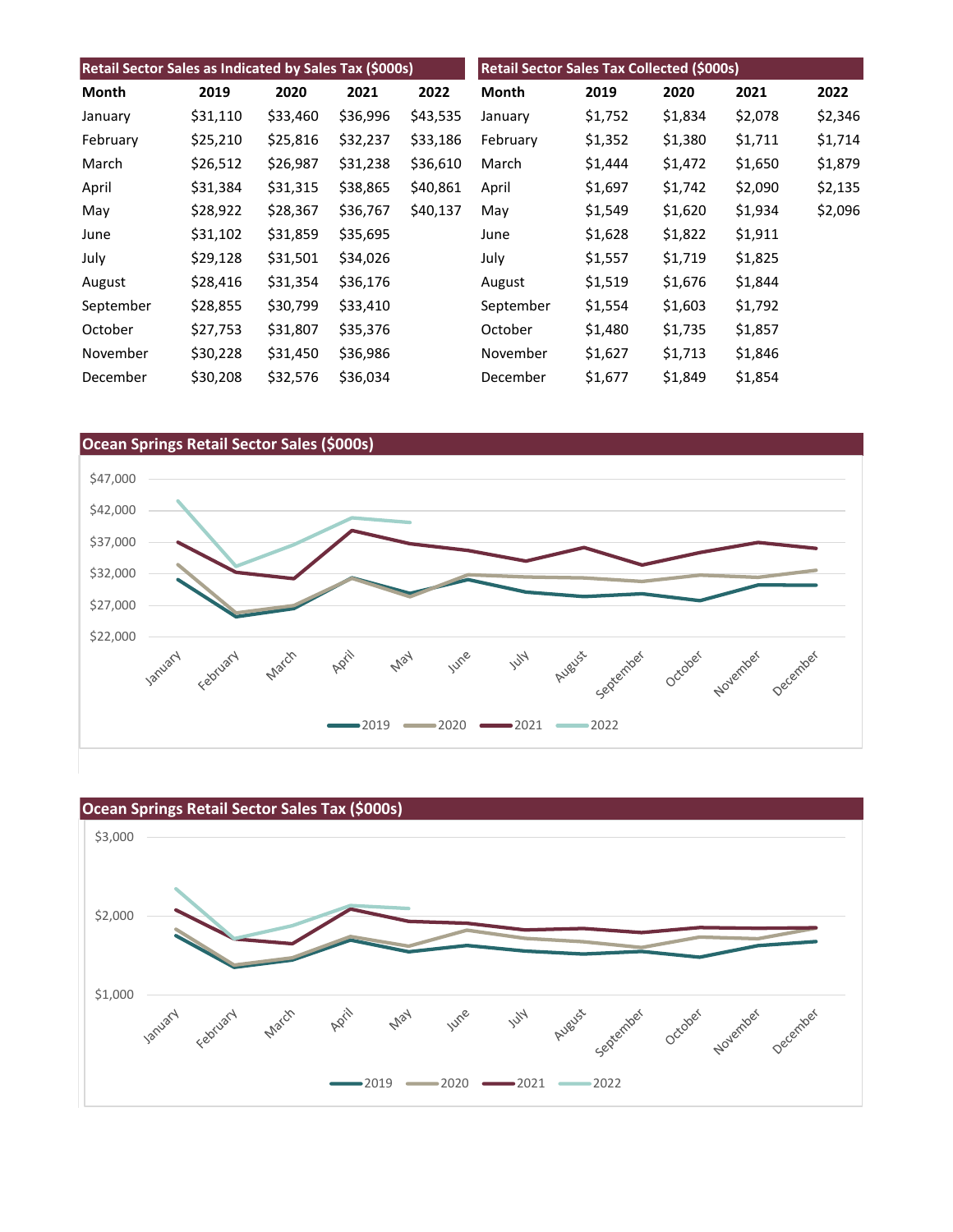## Retail Sector Sales as Indicated by Sales Tax ($000s)

| Month | 2019 | 2020 | 2021 | 2022 |
|---|---|---|---|---|
| January | $31,110 | $33,460 | $36,996 | $43,535 |
| February | $25,210 | $25,816 | $32,237 | $33,186 |
| March | $26,512 | $26,987 | $31,238 | $36,610 |
| April | $31,384 | $31,315 | $38,865 | $40,861 |
| May | $28,922 | $28,367 | $36,767 | $40,137 |
| June | $31,102 | $31,859 | $35,695 | |
| July | $29,128 | $31,501 | $34,026 | |
| August | $28,416 | $31,354 | $36,176 | |
| September | $28,855 | $30,799 | $33,410 | |
| October | $27,753 | $31,807 | $35,376 | |
| November | $30,228 | $31,450 | $36,986 | |
| December | $30,208 | $32,576 | $36,034 | |

## Retail Sector Sales Tax Collected ($000s)

| Month | 2019 | 2020 | 2021 | 2022 |
|---|---|---|---|---|
| January | $1,752 | $1,834 | $2,078 | $2,346 |
| February | $1,352 | $1,380 | $1,711 | $1,714 |
| March | $1,444 | $1,472 | $1,650 | $1,879 |
| April | $1,697 | $1,742 | $2,090 | $2,135 |
| May | $1,549 | $1,620 | $1,934 | $2,096 |
| June | $1,628 | $1,822 | $1,911 | |
| July | $1,557 | $1,719 | $1,825 | |
| August | $1,519 | $1,676 | $1,844 | |
| September | $1,554 | $1,603 | $1,792 | |
| October | $1,480 | $1,735 | $1,857 | |
| November | $1,627 | $1,713 | $1,846 | |
| December | $1,677 | $1,849 | $1,854 | |

## Ocean Springs Retail Sector Sales ($000s)

## Ocean Springs Retail Sector Sales Tax ($000s)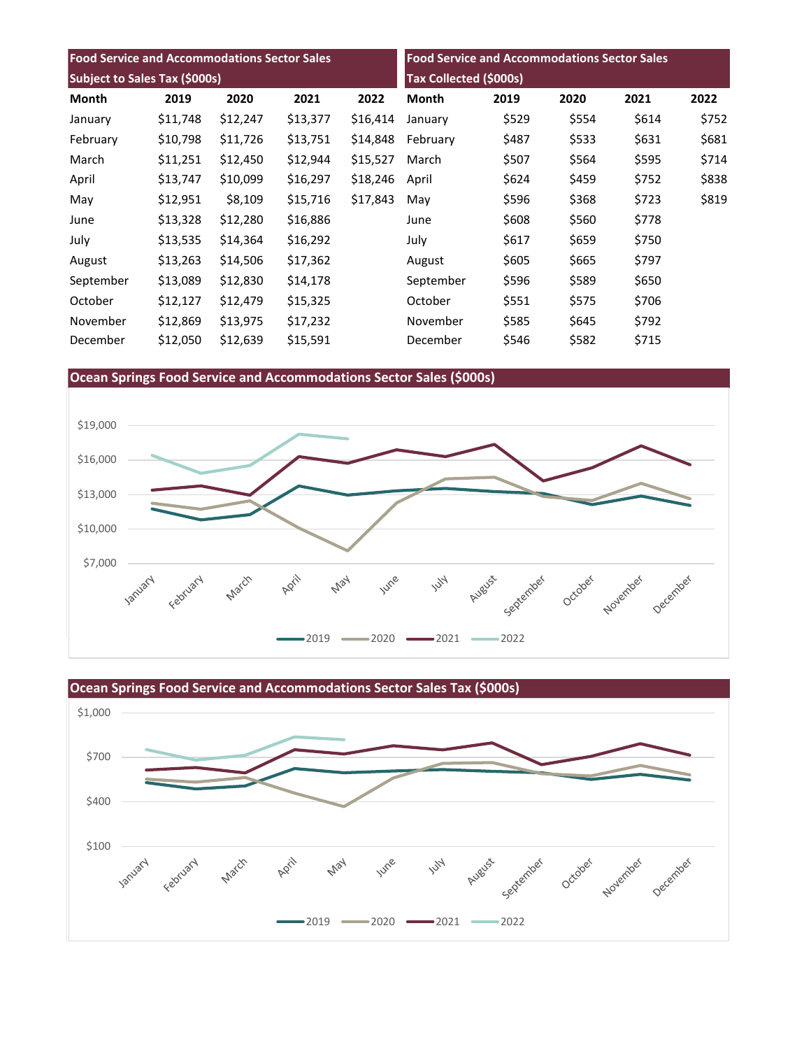| Food Service and Accommodations Sector Sales Subject to Sales Tax ($000s) | | | | |
|---|---|---|---|---|
| Month | 2019 | 2020 | 2021 | 2022 |
| January | $11,748 | $12,247 | $13,377 | $16,414 |
| February | $10,798 | $11,726 | $13,751 | $14,848 |
| March | $11,251 | $12,450 | $12,944 | $15,527 |
| April | $13,747 | $10,099 | $16,297 | $18,246 |
| May | $12,951 | $8,109 | $15,716 | $17,843 |
| June | $13,328 | $12,280 | $16,886 | |
| July | $13,535 | $14,364 | $16,292 | |
| August | $13,263 | $14,506 | $17,362 | |
| September | $13,089 | $12,830 | $14,178 | |
| October | $12,127 | $12,479 | $15,325 | |
| November | $12,869 | $13,975 | $17,232 | |
| December | $12,050 | $12,639 | $15,591 | |

| Food Service and Accommodations Sector Sales Tax Collected ($000s) | | | | |
|---|---|---|---|---|
| Month | 2019 | 2020 | 2021 | 2022 |
| January | $529 | $554 | $614 | $752 |
| February | $487 | $533 | $631 | $681 |
| March | $507 | $564 | $595 | $714 |
| April | $624 | $459 | $752 | $838 |
| May | $596 | $368 | $723 | $819 |
| June | $608 | $560 | $778 | |
| July | $617 | $659 | $750 | |
| August | $605 | $665 | $797 | |
| September | $596 | $589 | $650 | |
| October | $551 | $575 | $706 | |
| November | $585 | $645 | $792 | |
| December | $546 | $582 | $715 | |

## Ocean Springs Food Service and Accommodations Sector Sales ($000s)

## Ocean Springs Food Service and Accommodations Sector Sales Tax ($000s)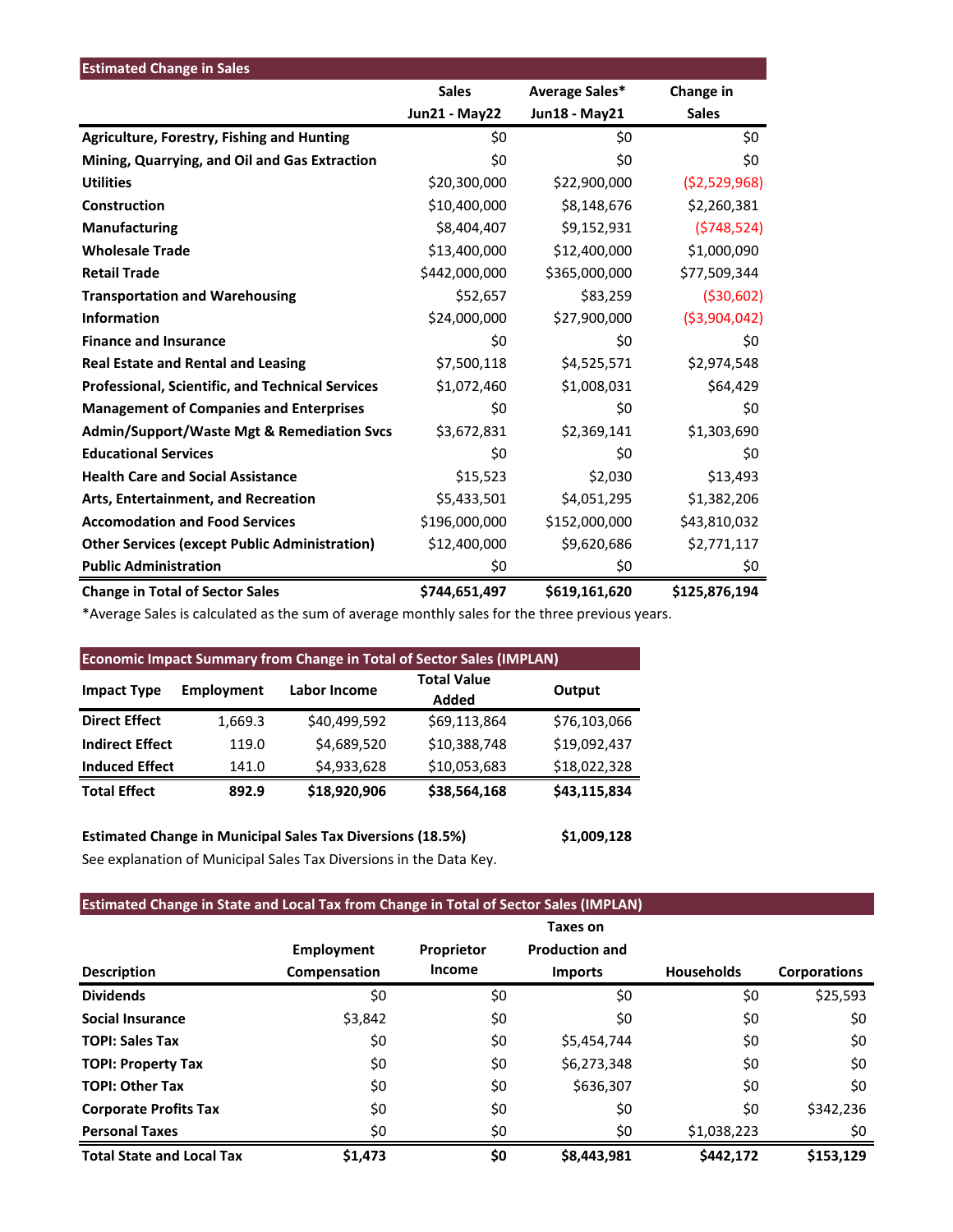| Estimated Change in Sales | Sales Jun21 - May22 | Average Sales* Jun18 - May21 | Change in Sales |
|---|---|---|---|
| **Agriculture, Forestry, Fishing and Hunting** | $0 | $0 | $0 |
| **Mining, Quarrying, and Oil and Gas Extraction** | $0 | $0 | $0 |
| **Utilities** | $20,300,000 | $22,900,000 | ($2,529,968) |
| **Construction** | $10,400,000 | $8,148,676 | $2,260,381 |
| **Manufacturing** | $8,404,407 | $9,152,931 | ($748,524) |
| **Wholesale Trade** | $13,400,000 | $12,400,000 | $1,000,090 |
| **Retail Trade** | $442,000,000 | $365,000,000 | $77,509,344 |
| **Transportation and Warehousing** | $52,657 | $83,259 | ($30,602) |
| **Information** | $24,000,000 | $27,900,000 | ($3,904,042) |
| **Finance and Insurance** | $0 | $0 | $0 |
| **Real Estate and Rental and Leasing** | $7,500,118 | $4,525,571 | $2,974,548 |
| **Professional, Scientific, and Technical Services** | $1,072,460 | $1,008,031 | $64,429 |
| **Management of Companies and Enterprises** | $0 | $0 | $0 |
| **Admin/Support/Waste Mgt & Remediation Svcs** | $3,672,831 | $2,369,141 | $1,303,690 |
| **Educational Services** | $0 | $0 | $0 |
| **Health Care and Social Assistance** | $15,523 | $2,030 | $13,493 |
| **Arts, Entertainment, and Recreation** | $5,433,501 | $4,051,295 | $1,382,206 |
| **Accomodation and Food Services** | $196,000,000 | $152,000,000 | $43,810,032 |
| **Other Services (except Public Administration)** | $12,400,000 | $9,620,686 | $2,771,117 |
| **Public Administration** | $0 | $0 | $0 |
| **Change in Total of Sector Sales** | **$744,651,497** | **$619,161,620** | **$125,876,194** |

*Average Sales is calculated as the sum of average monthly sales for the three previous years.

**Economic Impact Summary from Change in Total of Sector Sales (IMPLAN)**

| Impact Type | Employment | Labor Income | Total Value Added | Output |
|---|---|---|---|---|
| **Direct Effect** | 1,669.3 | $40,499,592 | $69,113,864 | $76,103,066 |
| **Indirect Effect** | 119.0 | $4,689,520 | $10,388,748 | $19,092,437 |
| **Induced Effect** | 141.0 | $4,933,628 | $10,053,683 | $18,022,328 |
| **Total Effect** | **892.9** | **$18,920,906** | **$38,564,168** | **$43,115,834** |

**Estimated Change in Municipal Sales Tax Diversions (18.5%)** **$1,009,128**

See explanation of Municipal Sales Tax Diversions in the Data Key.

**Estimated Change in State and Local Tax from Change in Total of Sector Sales (IMPLAN)**

| Description | Employment Compensation | Proprietor Income | Taxes on Production and Imports | Households | Corporations |
|---|---|---|---|---|---|
| **Dividends** | $0 | $0 | $0 | $0 | $25,593 |
| **Social Insurance** | $3,842 | $0 | $0 | $0 | $0 |
| **TOPI: Sales Tax** | $0 | $0 | $5,454,744 | $0 | $0 |
| **TOPI: Property Tax** | $0 | $0 | $6,273,348 | $0 | $0 |
| **TOPI: Other Tax** | $0 | $0 | $636,307 | $0 | $0 |
| **Corporate Profits Tax** | $0 | $0 | $0 | $0 | $342,236 |
| **Personal Taxes** | $0 | $0 | $0 | $1,038,223 | $0 |
| **Total State and Local Tax** | **$1,473** | **$0** | **$8,443,981** | **$442,172** | **$153,129** |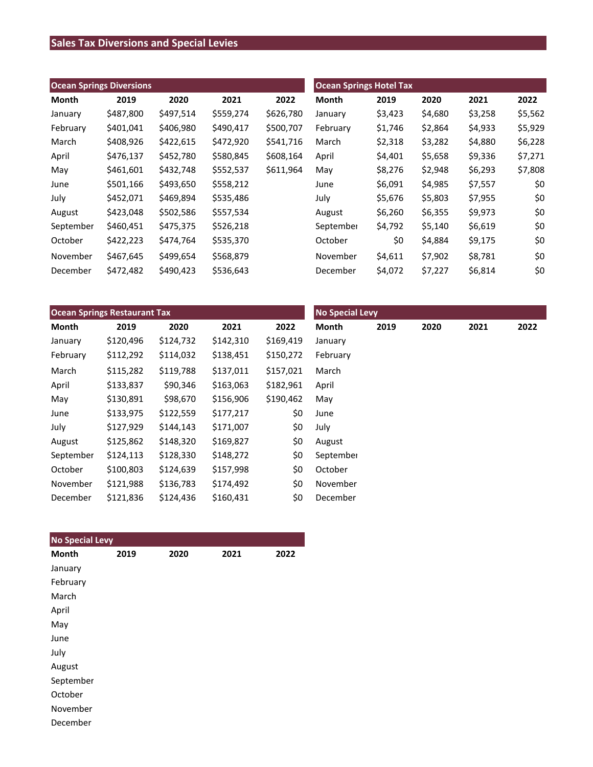# Sales Tax Diversions and Special Levies

## Ocean Springs Diversions

| Month | 2019 | 2020 | 2021 | 2022 |
|---|---|---|---|---|
| January | $487,800 | $497,514 | $559,274 | $626,780 |
| February | $401,041 | $406,980 | $490,417 | $500,707 |
| March | $408,926 | $422,615 | $472,920 | $541,716 |
| April | $476,137 | $452,780 | $580,845 | $608,164 |
| May | $461,601 | $432,748 | $552,537 | $611,964 |
| June | $501,166 | $493,650 | $558,212 | |
| July | $452,071 | $469,894 | $535,486 | |
| August | $423,048 | $502,586 | $557,534 | |
| September | $460,451 | $475,375 | $526,218 | |
| October | $422,223 | $474,764 | $535,370 | |
| November | $467,645 | $499,654 | $568,879 | |
| December | $472,482 | $490,423 | $536,643 | |

## Ocean Springs Hotel Tax

| Month | 2019 | 2020 | 2021 | 2022 |
|---|---|---|---|---|
| January | $3,423 | $4,680 | $3,258 | $5,562 |
| February | $1,746 | $2,864 | $4,933 | $5,929 |
| March | $2,318 | $3,282 | $4,880 | $6,228 |
| April | $4,401 | $5,658 | $9,336 | $7,271 |
| May | $8,276 | $2,948 | $6,293 | $7,808 |
| June | $6,091 | $4,985 | $7,557 | $0 |
| July | $5,676 | $5,803 | $7,955 | $0 |
| August | $6,260 | $6,355 | $9,973 | $0 |
| September | $4,792 | $5,140 | $6,619 | $0 |
| October | $0 | $4,884 | $9,175 | $0 |
| November | $4,611 | $7,902 | $8,781 | $0 |
| December | $4,072 | $7,227 | $6,814 | $0 |

## Ocean Springs Restaurant Tax

| Month | 2019 | 2020 | 2021 | 2022 |
|---|---|---|---|---|
| January | $120,496 | $124,732 | $142,310 | $169,419 |
| February | $112,292 | $114,032 | $138,451 | $150,272 |
| March | $115,282 | $119,788 | $137,011 | $157,021 |
| April | $133,837 | $90,346 | $163,063 | $182,961 |
| May | $130,891 | $98,670 | $156,906 | $190,462 |
| June | $133,975 | $122,559 | $177,217 | $0 |
| July | $127,929 | $144,143 | $171,007 | $0 |
| August | $125,862 | $148,320 | $169,827 | $0 |
| September | $124,113 | $128,330 | $148,272 | $0 |
| October | $100,803 | $124,639 | $157,998 | $0 |
| November | $121,988 | $136,783 | $174,492 | $0 |
| December | $121,836 | $124,436 | $160,431 | $0 |

## No Special Levy

| Month | 2019 | 2020 | 2021 | 2022 |
|---|---|---|---|---|
| January | | | | |
| February | | | | |
| March | | | | |
| April | | | | |
| May | | | | |
| June | | | | |
| July | | | | |
| August | | | | |
| September | | | | |
| October | | | | |
| November | | | | |
| December | | | | |

## No Special Levy

| Month | 2019 | 2020 | 2021 | 2022 |
|---|---|---|---|---|
| January | | | | |
| February | | | | |
| March | | | | |
| April | | | | |
| May | | | | |
| June | | | | |
| July | | | | |
| August | | | | |
| September | | | | |
| October | | | | |
| November | | | | |
| December | | | | |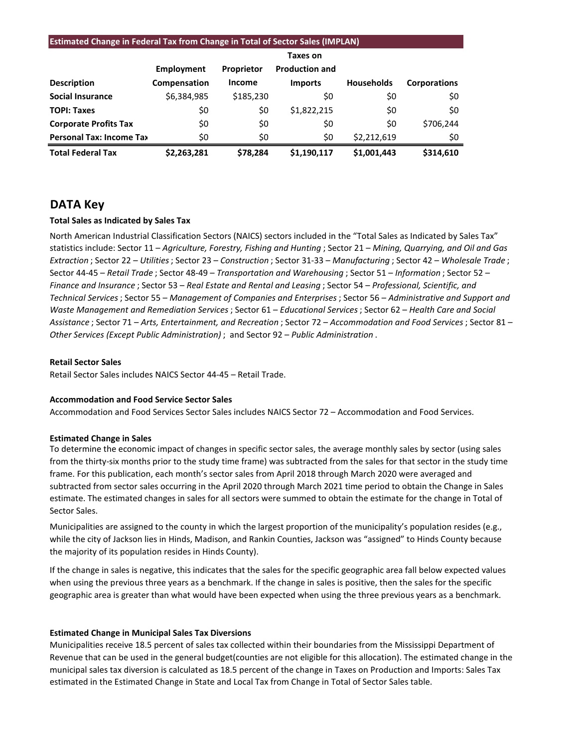| Estimated Change in Federal Tax from Change in Total of Sector Sales (IMPLAN) | | | | | |
|---|---|---|---|---|---|
| Description | Employment Compensation | Proprietor Income | Taxes on Production and Imports | Households | Corporations |
| **Social Insurance** | $6,384,985 | $185,230 | $0 | $0 | $0 |
| **TOPI: Taxes** | $0 | $0 | $1,822,215 | $0 | $0 |
| **Corporate Profits Tax** | $0 | $0 | $0 | $0 | $706,244 |
| **Personal Tax: Income Tax** | $0 | $0 | $0 | $2,212,619 | $0 |
| **Total Federal Tax** | **$2,263,281** | **$78,284** | **$1,190,117** | **$1,001,443** | **$314,610** |

## DATA Key

**Total Sales as Indicated by Sales Tax**

North American Industrial Classification Sectors (NAICS) sectors included in the "Total Sales as Indicated by Sales Tax" statistics include: Sector 11 – *Agriculture, Forestry, Fishing and Hunting* ; Sector 21 – *Mining, Quarrying, and Oil and Gas Extraction* ; Sector 22 – *Utilities* ; Sector 23 – *Construction* ; Sector 31-33 – *Manufacturing* ; Sector 42 – *Wholesale Trade* ; Sector 44-45 – *Retail Trade* ; Sector 48-49 – *Transportation and Warehousing* ; Sector 51 – *Information* ; Sector 52 – *Finance and Insurance* ; Sector 53 – *Real Estate and Rental and Leasing* ; Sector 54 – *Professional, Scientific, and Technical Services* ; Sector 55 – *Management of Companies and Enterprises* ; Sector 56 – *Administrative and Support and Waste Management and Remediation Services* ; Sector 61 – *Educational Services* ; Sector 62 – *Health Care and Social Assistance* ; Sector 71 – *Arts, Entertainment, and Recreation* ; Sector 72 – *Accommodation and Food Services* ; Sector 81 – *Other Services (Except Public Administration)* ; and Sector 92 – *Public Administration* .

**Retail Sector Sales**

Retail Sector Sales includes NAICS Sector 44-45 – Retail Trade.

**Accommodation and Food Service Sector Sales**

Accommodation and Food Services Sector Sales includes NAICS Sector 72 – Accommodation and Food Services.

**Estimated Change in Sales**

To determine the economic impact of changes in specific sector sales, the average monthly sales by sector (using sales from the thirty-six months prior to the study time frame) was subtracted from the sales for that sector in the study time frame. For this publication, each month's sector sales from April 2018 through March 2020 were averaged and subtracted from sector sales occurring in the April 2020 through March 2021 time period to obtain the Change in Sales estimate. The estimated changes in sales for all sectors were summed to obtain the estimate for the change in Total of Sector Sales.

Municipalities are assigned to the county in which the largest proportion of the municipality's population resides (e.g., while the city of Jackson lies in Hinds, Madison, and Rankin Counties, Jackson was "assigned" to Hinds County because the majority of its population resides in Hinds County).

If the change in sales is negative, this indicates that the sales for the specific geographic area fall below expected values when using the previous three years as a benchmark. If the change in sales is positive, then the sales for the specific geographic area is greater than what would have been expected when using the three previous years as a benchmark.

**Estimated Change in Municipal Sales Tax Diversions**

Municipalities receive 18.5 percent of sales tax collected within their boundaries from the Mississippi Department of Revenue that can be used in the general budget(counties are not eligible for this allocation). The estimated change in the municipal sales tax diversion is calculated as 18.5 percent of the change in Taxes on Production and Imports: Sales Tax estimated in the Estimated Change in State and Local Tax from Change in Total of Sector Sales table.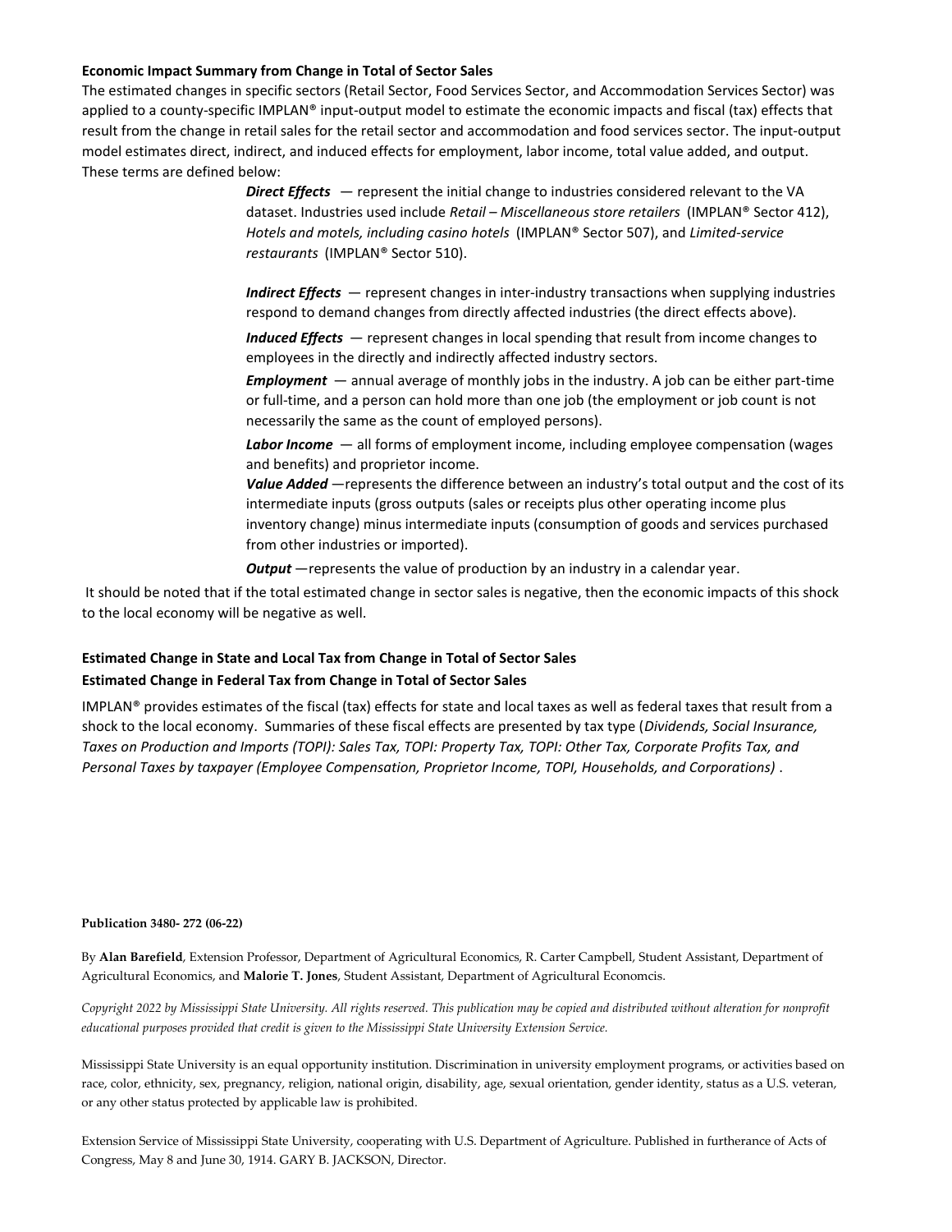**Economic Impact Summary from Change in Total of Sector Sales**

The estimated changes in specific sectors (Retail Sector, Food Services Sector, and Accommodation Services Sector) was applied to a county-specific IMPLAN® input-output model to estimate the economic impacts and fiscal (tax) effects that result from the change in retail sales for the retail sector and accommodation and food services sector. The input-output model estimates direct, indirect, and induced effects for employment, labor income, total value added, and output. These terms are defined below:

***Direct Effects*** — represent the initial change to industries considered relevant to the VA dataset. Industries used include *Retail – Miscellaneous store retailers* (IMPLAN® Sector 412), *Hotels and motels, including casino hotels* (IMPLAN® Sector 507), and *Limited-service restaurants* (IMPLAN® Sector 510).

***Indirect Effects*** — represent changes in inter-industry transactions when supplying industries respond to demand changes from directly affected industries (the direct effects above).

***Induced Effects*** — represent changes in local spending that result from income changes to employees in the directly and indirectly affected industry sectors.

***Employment*** — annual average of monthly jobs in the industry. A job can be either part-time or full-time, and a person can hold more than one job (the employment or job count is not necessarily the same as the count of employed persons).

***Labor Income*** — all forms of employment income, including employee compensation (wages and benefits) and proprietor income.

***Value Added*** —represents the difference between an industry's total output and the cost of its intermediate inputs (gross outputs (sales or receipts plus other operating income plus inventory change) minus intermediate inputs (consumption of goods and services purchased from other industries or imported).

***Output*** —represents the value of production by an industry in a calendar year.

It should be noted that if the total estimated change in sector sales is negative, then the economic impacts of this shock to the local economy will be negative as well.

**Estimated Change in State and Local Tax from Change in Total of Sector Sales**

**Estimated Change in Federal Tax from Change in Total of Sector Sales**

IMPLAN® provides estimates of the fiscal (tax) effects for state and local taxes as well as federal taxes that result from a shock to the local economy. Summaries of these fiscal effects are presented by tax type (*Dividends, Social Insurance, Taxes on Production and Imports (TOPI): Sales Tax, TOPI: Property Tax, TOPI: Other Tax, Corporate Profits Tax, and Personal Taxes by taxpayer (Employee Compensation, Proprietor Income, TOPI, Households, and Corporations)* .

**Publication 3480- 272 (06-22)**

By **Alan Barefield**, Extension Professor, Department of Agricultural Economics, R. Carter Campbell, Student Assistant, Department of Agricultural Economics, and **Malorie T. Jones**, Student Assistant, Department of Agricultural Economcis.

*Copyright 2022 by Mississippi State University. All rights reserved. This publication may be copied and distributed without alteration for nonprofit educational purposes provided that credit is given to the Mississippi State University Extension Service.*

Mississippi State University is an equal opportunity institution. Discrimination in university employment programs, or activities based on race, color, ethnicity, sex, pregnancy, religion, national origin, disability, age, sexual orientation, gender identity, status as a U.S. veteran, or any other status protected by applicable law is prohibited.

Extension Service of Mississippi State University, cooperating with U.S. Department of Agriculture. Published in furtherance of Acts of Congress, May 8 and June 30, 1914. GARY B. JACKSON, Director.